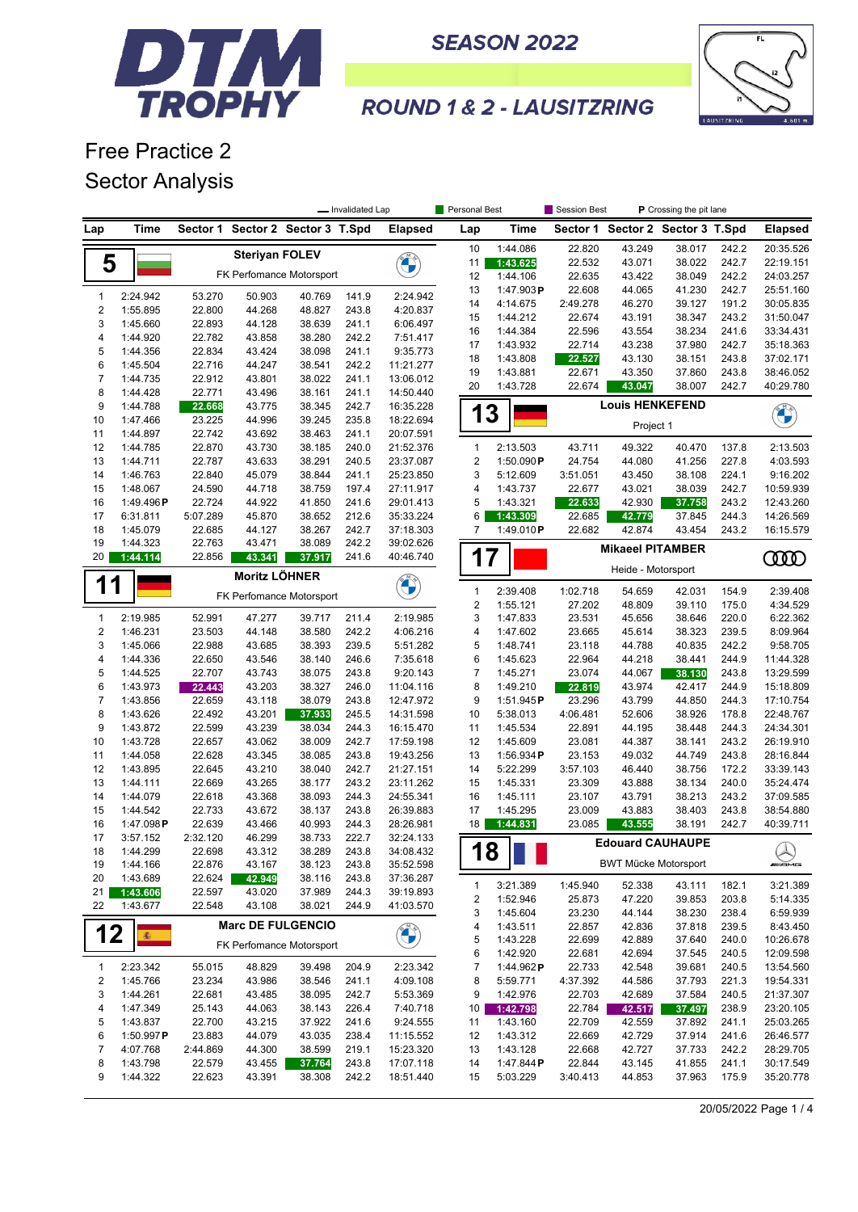# DTM TROPHY

SEASON 2022

ROUND 1 & 2 - LAUSITZRING

## Free Practice 2
## Sector Analysis

— Invalidated Lap | Personal Best | Session Best | P Crossing the pit lane

### 5 — Steriyan FOLEV — FK Perfomance Motorsport

| Lap | Time | Sector 1 | Sector 2 | Sector 3 | T.Spd | Elapsed |
|---|---|---|---|---|---|---|
| 1 | 2:24.942 | 53.270 | 50.903 | 40.769 | 141.9 | 2:24.942 |
| 2 | 1:55.895 | 22.800 | 44.268 | 48.827 | 243.8 | 4:20.837 |
| 3 | 1:45.660 | 22.893 | 44.128 | 38.639 | 241.1 | 6:06.497 |
| 4 | 1:44.920 | 22.782 | 43.858 | 38.280 | 242.2 | 7:51.417 |
| 5 | 1:44.356 | 22.834 | 43.424 | 38.098 | 241.1 | 9:35.773 |
| 6 | 1:45.504 | 22.716 | 44.247 | 38.541 | 242.2 | 11:21.277 |
| 7 | 1:44.735 | 22.912 | 43.801 | 38.022 | 241.1 | 13:06.012 |
| 8 | 1:44.428 | 22.771 | 43.496 | 38.161 | 241.1 | 14:50.440 |
| 9 | 1:44.788 | 22.668 | 43.775 | 38.345 | 242.7 | 16:35.228 |
| 10 | 1:47.466 | 23.225 | 44.996 | 39.245 | 235.8 | 18:22.694 |
| 11 | 1:44.897 | 22.742 | 43.692 | 38.463 | 241.1 | 20:07.591 |
| 12 | 1:44.785 | 22.870 | 43.730 | 38.185 | 240.0 | 21:52.376 |
| 13 | 1:44.711 | 22.787 | 43.633 | 38.291 | 240.5 | 23:37.087 |
| 14 | 1:46.763 | 22.840 | 45.079 | 38.844 | 241.1 | 25:23.850 |
| 15 | 1:48.067 | 24.590 | 44.718 | 38.759 | 197.4 | 27:11.917 |
| 16 | 1:49.496 P | 22.724 | 44.922 | 41.850 | 241.6 | 29:01.413 |
| 17 | 6:31.811 | 5:07.289 | 45.870 | 38.652 | 212.6 | 35:33.224 |
| 18 | 1:45.079 | 22.685 | 44.127 | 38.267 | 242.7 | 37:18.303 |
| 19 | 1:44.323 | 22.763 | 43.471 | 38.089 | 242.2 | 39:02.626 |
| 20 | 1:44.114 | 22.856 | 43.341 | 37.917 | 241.6 | 40:46.740 |

### 11 — Moritz LÖHNER — FK Perfomance Motorsport

| Lap | Time | Sector 1 | Sector 2 | Sector 3 | T.Spd | Elapsed |
|---|---|---|---|---|---|---|
| 1 | 2:19.985 | 52.991 | 47.277 | 39.717 | 211.4 | 2:19.985 |
| 2 | 1:46.231 | 23.503 | 44.148 | 38.580 | 242.2 | 4:06.216 |
| 3 | 1:45.066 | 22.988 | 43.685 | 38.393 | 239.5 | 5:51.282 |
| 4 | 1:44.336 | 22.650 | 43.546 | 38.140 | 246.6 | 7:35.618 |
| 5 | 1:44.525 | 22.707 | 43.743 | 38.075 | 243.8 | 9:20.143 |
| 6 | 1:43.973 | 22.443 | 43.203 | 38.327 | 246.0 | 11:04.116 |
| 7 | 1:43.856 | 22.659 | 43.118 | 38.079 | 243.8 | 12:47.972 |
| 8 | 1:43.626 | 22.492 | 43.201 | 37.933 | 245.5 | 14:31.598 |
| 9 | 1:43.872 | 22.599 | 43.239 | 38.034 | 244.3 | 16:15.470 |
| 10 | 1:43.728 | 22.657 | 43.062 | 38.009 | 242.7 | 17:59.198 |
| 11 | 1:44.058 | 22.628 | 43.345 | 38.085 | 243.8 | 19:43.256 |
| 12 | 1:43.895 | 22.645 | 43.210 | 38.040 | 242.7 | 21:27.151 |
| 13 | 1:44.111 | 22.669 | 43.265 | 38.177 | 243.2 | 23:11.262 |
| 14 | 1:44.079 | 22.618 | 43.368 | 38.093 | 244.3 | 24:55.341 |
| 15 | 1:44.542 | 22.733 | 43.672 | 38.137 | 243.8 | 26:39.883 |
| 16 | 1:47.098 P | 22.639 | 43.466 | 40.993 | 244.3 | 28:26.981 |
| 17 | 3:57.152 | 2:32.120 | 46.299 | 38.733 | 222.7 | 32:24.133 |
| 18 | 1:44.299 | 22.698 | 43.312 | 38.289 | 243.8 | 34:08.432 |
| 19 | 1:44.166 | 22.876 | 43.167 | 38.123 | 243.8 | 35:52.598 |
| 20 | 1:43.689 | 22.624 | 42.949 | 38.116 | 243.8 | 37:36.287 |
| 21 | 1:43.606 | 22.597 | 43.020 | 37.989 | 244.3 | 39:19.893 |
| 22 | 1:43.677 | 22.548 | 43.108 | 38.021 | 244.9 | 41:03.570 |

### 12 — Marc DE FULGENCIO — FK Perfomance Motorsport

| Lap | Time | Sector 1 | Sector 2 | Sector 3 | T.Spd | Elapsed |
|---|---|---|---|---|---|---|
| 1 | 2:23.342 | 55.015 | 48.829 | 39.498 | 204.9 | 2:23.342 |
| 2 | 1:45.766 | 23.234 | 43.986 | 38.546 | 241.1 | 4:09.108 |
| 3 | 1:44.261 | 22.681 | 43.485 | 38.095 | 242.7 | 5:53.369 |
| 4 | 1:47.349 | 25.143 | 44.063 | 38.143 | 226.4 | 7:40.718 |
| 5 | 1:43.837 | 22.700 | 43.215 | 37.922 | 241.6 | 9:24.555 |
| 6 | 1:50.997 P | 23.883 | 44.079 | 43.035 | 238.4 | 11:15.552 |
| 7 | 4:07.768 | 2:44.869 | 44.300 | 38.599 | 219.1 | 15:23.320 |
| 8 | 1:43.798 | 22.579 | 43.455 | 37.764 | 243.8 | 17:07.118 |
| 9 | 1:44.322 | 22.623 | 43.391 | 38.308 | 242.2 | 18:51.440 |
| 10 | 1:44.086 | 22.820 | 43.249 | 38.017 | 242.2 | 20:35.526 |
| 11 | 1:43.625 | 22.532 | 43.071 | 38.022 | 242.7 | 22:19.151 |
| 12 | 1:44.106 | 22.635 | 43.422 | 38.049 | 242.2 | 24:03.257 |
| 13 | 1:47.903 P | 22.608 | 44.065 | 41.230 | 242.7 | 25:51.160 |
| 14 | 4:14.675 | 2:49.278 | 46.270 | 39.127 | 191.2 | 30:05.835 |
| 15 | 1:44.212 | 22.674 | 43.191 | 38.347 | 243.2 | 31:50.047 |
| 16 | 1:44.384 | 22.596 | 43.554 | 38.234 | 241.6 | 33:34.431 |
| 17 | 1:43.932 | 22.714 | 43.238 | 37.980 | 242.7 | 35:18.363 |
| 18 | 1:43.808 | 22.527 | 43.130 | 38.151 | 243.8 | 37:02.171 |
| 19 | 1:43.881 | 22.671 | 43.350 | 37.860 | 243.8 | 38:46.052 |
| 20 | 1:43.728 | 22.674 | 43.047 | 38.007 | 242.7 | 40:29.780 |

### 13 — Louis HENKEFEND — Project 1

| Lap | Time | Sector 1 | Sector 2 | Sector 3 | T.Spd | Elapsed |
|---|---|---|---|---|---|---|
| 1 | 2:13.503 | 43.711 | 49.322 | 40.470 | 137.8 | 2:13.503 |
| 2 | 1:50.090 P | 24.754 | 44.080 | 41.256 | 227.8 | 4:03.593 |
| 3 | 5:12.609 | 3:51.051 | 43.450 | 38.108 | 224.1 | 9:16.202 |
| 4 | 1:43.737 | 22.677 | 43.021 | 38.039 | 242.7 | 10:59.939 |
| 5 | 1:43.321 | 22.633 | 42.930 | 37.758 | 243.2 | 12:43.260 |
| 6 | 1:43.309 | 22.685 | 42.779 | 37.845 | 244.3 | 14:26.569 |
| 7 | 1:49.010 P | 22.682 | 42.874 | 43.454 | 243.2 | 16:15.579 |

### 17 — Mikaeel PITAMBER — Heide - Motorsport

| Lap | Time | Sector 1 | Sector 2 | Sector 3 | T.Spd | Elapsed |
|---|---|---|---|---|---|---|
| 1 | 2:39.408 | 1:02.718 | 54.659 | 42.031 | 154.9 | 2:39.408 |
| 2 | 1:55.121 | 27.202 | 48.809 | 39.110 | 175.0 | 4:34.529 |
| 3 | 1:47.833 | 23.531 | 45.656 | 38.646 | 220.0 | 6:22.362 |
| 4 | 1:47.602 | 23.665 | 45.614 | 38.323 | 239.5 | 8:09.964 |
| 5 | 1:48.741 | 23.118 | 44.788 | 40.835 | 242.2 | 9:58.705 |
| 6 | 1:45.623 | 22.964 | 44.218 | 38.441 | 244.9 | 11:44.328 |
| 7 | 1:45.271 | 23.074 | 44.067 | 38.130 | 243.8 | 13:29.599 |
| 8 | 1:49.210 | 22.819 | 43.974 | 42.417 | 244.9 | 15:18.809 |
| 9 | 1:51.945 P | 23.296 | 43.799 | 44.850 | 244.3 | 17:10.754 |
| 10 | 5:38.013 | 4:06.481 | 52.606 | 38.926 | 178.8 | 22:48.767 |
| 11 | 1:45.534 | 22.891 | 44.195 | 38.448 | 244.3 | 24:34.301 |
| 12 | 1:45.609 | 23.081 | 44.387 | 38.141 | 243.2 | 26:19.910 |
| 13 | 1:56.934 P | 23.153 | 49.032 | 44.749 | 243.8 | 28:16.844 |
| 14 | 5:22.299 | 3:57.103 | 46.440 | 38.756 | 172.2 | 33:39.143 |
| 15 | 1:45.331 | 23.309 | 43.888 | 38.134 | 240.0 | 35:24.474 |
| 16 | 1:45.111 | 23.107 | 43.791 | 38.213 | 243.2 | 37:09.585 |
| 17 | 1:45.295 | 23.009 | 43.883 | 38.403 | 243.8 | 38:54.880 |
| 18 | 1:44.831 | 23.085 | 43.555 | 38.191 | 242.7 | 40:39.711 |

### 18 — Edouard CAUHAUPE — BWT Mücke Motorsport

| Lap | Time | Sector 1 | Sector 2 | Sector 3 | T.Spd | Elapsed |
|---|---|---|---|---|---|---|
| 1 | 3:21.389 | 1:45.940 | 52.338 | 43.111 | 182.1 | 3:21.389 |
| 2 | 1:52.946 | 25.873 | 47.220 | 39.853 | 203.8 | 5:14.335 |
| 3 | 1:45.604 | 23.230 | 44.144 | 38.230 | 238.4 | 6:59.939 |
| 4 | 1:43.511 | 22.857 | 42.836 | 37.818 | 239.5 | 8:43.450 |
| 5 | 1:43.228 | 22.699 | 42.889 | 37.640 | 240.0 | 10:26.678 |
| 6 | 1:42.920 | 22.681 | 42.694 | 37.545 | 240.5 | 12:09.598 |
| 7 | 1:44.962 P | 22.733 | 42.548 | 39.681 | 240.5 | 13:54.560 |
| 8 | 5:59.771 | 4:37.392 | 44.586 | 37.793 | 221.3 | 19:54.331 |
| 9 | 1:42.976 | 22.703 | 42.689 | 37.584 | 240.5 | 21:37.307 |
| 10 | 1:42.798 | 22.784 | 42.517 | 37.497 | 238.9 | 23:20.105 |
| 11 | 1:43.160 | 22.709 | 42.559 | 37.892 | 241.1 | 25:03.265 |
| 12 | 1:43.312 | 22.669 | 42.729 | 37.914 | 241.6 | 26:46.577 |
| 13 | 1:43.128 | 22.668 | 42.727 | 37.733 | 242.2 | 28:29.705 |
| 14 | 1:47.844 P | 22.844 | 43.145 | 41.855 | 241.1 | 30:17.549 |
| 15 | 5:03.229 | 3:40.413 | 44.853 | 37.963 | 175.9 | 35:20.778 |

20/05/2022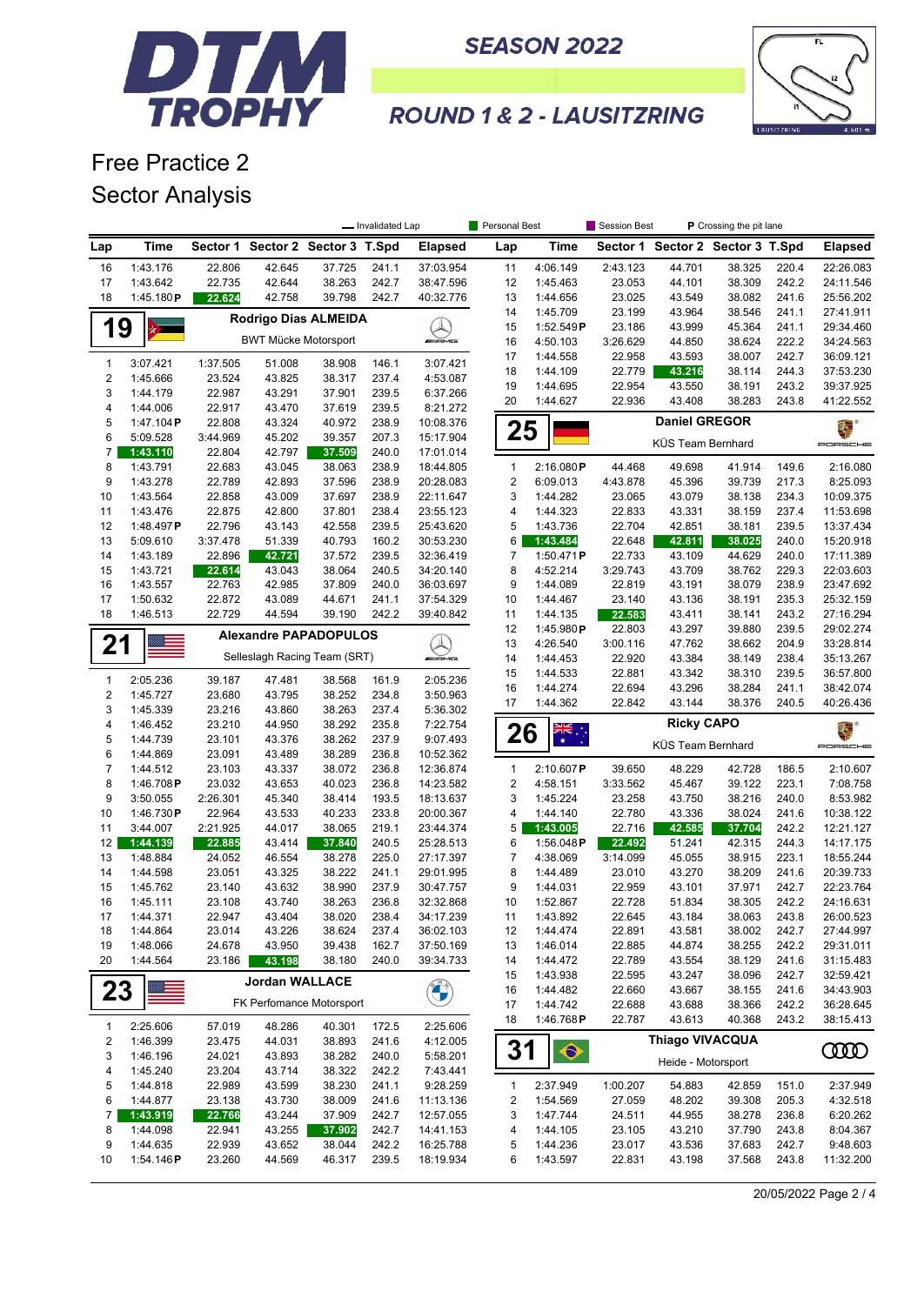# DTM TROPHY

SEASON 2022

ROUND 1 & 2 - LAUSITZRING

## Free Practice 2
## Sector Analysis

Legend: — Invalidated Lap | Personal Best | Session Best | P Crossing the pit lane

(continued from previous page)

| Lap | Time | Sector 1 | Sector 2 | Sector 3 | T.Spd | Elapsed |
|---|---|---|---|---|---|---|
| 16 | 1:43.176 | 22.806 | 42.645 | 37.725 | 241.1 | 37:03.954 |
| 17 | 1:43.642 | 22.735 | 42.644 | 38.263 | 242.7 | 38:47.596 |
| 18 | 1:45.180 P | 22.624 | 42.758 | 39.798 | 242.7 | 40:32.776 |

### 19 Rodrigo Dias ALMEIDA — BWT Mücke Motorsport (Mercedes-AMG)

| Lap | Time | Sector 1 | Sector 2 | Sector 3 | T.Spd | Elapsed |
|---|---|---|---|---|---|---|
| 1 | 3:07.421 | 1:37.505 | 51.008 | 38.908 | 146.1 | 3:07.421 |
| 2 | 1:45.666 | 23.524 | 43.825 | 38.317 | 237.4 | 4:53.087 |
| 3 | 1:44.179 | 22.987 | 43.291 | 37.901 | 239.5 | 6:37.266 |
| 4 | 1:44.006 | 22.917 | 43.470 | 37.619 | 239.5 | 8:21.272 |
| 5 | 1:47.104 P | 22.808 | 43.324 | 40.972 | 238.9 | 10:08.376 |
| 6 | 5:09.528 | 3:44.969 | 45.202 | 39.357 | 207.3 | 15:17.904 |
| 7 | 1:43.110 | 22.804 | 42.797 | 37.509 | 240.0 | 17:01.014 |
| 8 | 1:43.791 | 22.683 | 43.045 | 38.063 | 238.9 | 18:44.805 |
| 9 | 1:43.278 | 22.789 | 42.893 | 37.596 | 238.9 | 20:28.083 |
| 10 | 1:43.564 | 22.858 | 43.009 | 37.697 | 238.9 | 22:11.647 |
| 11 | 1:43.476 | 22.875 | 42.800 | 37.801 | 238.4 | 23:55.123 |
| 12 | 1:48.497 P | 22.796 | 43.143 | 42.558 | 239.5 | 25:43.620 |
| 13 | 5:09.610 | 3:37.478 | 51.339 | 40.793 | 160.2 | 30:53.230 |
| 14 | 1:43.189 | 22.896 | 42.721 | 37.572 | 239.5 | 32:36.419 |
| 15 | 1:43.721 | 22.614 | 43.043 | 38.064 | 240.5 | 34:20.140 |
| 16 | 1:43.557 | 22.763 | 42.985 | 37.809 | 240.0 | 36:03.697 |
| 17 | 1:50.632 | 22.872 | 43.089 | 44.671 | 241.1 | 37:54.329 |
| 18 | 1:46.513 | 22.729 | 44.594 | 39.190 | 242.2 | 39:40.842 |

### 21 Alexandre PAPADOPULOS — Selleslagh Racing Team (SRT) (Mercedes-AMG)

| Lap | Time | Sector 1 | Sector 2 | Sector 3 | T.Spd | Elapsed |
|---|---|---|---|---|---|---|
| 1 | 2:05.236 | 39.187 | 47.481 | 38.568 | 161.9 | 2:05.236 |
| 2 | 1:45.727 | 23.680 | 43.795 | 38.252 | 234.8 | 3:50.963 |
| 3 | 1:45.339 | 23.216 | 43.860 | 38.263 | 237.4 | 5:36.302 |
| 4 | 1:46.452 | 23.210 | 44.950 | 38.292 | 235.8 | 7:22.754 |
| 5 | 1:44.739 | 23.101 | 43.376 | 38.262 | 237.9 | 9:07.493 |
| 6 | 1:44.869 | 23.091 | 43.489 | 38.289 | 236.8 | 10:52.362 |
| 7 | 1:44.512 | 23.103 | 43.337 | 38.072 | 236.8 | 12:36.874 |
| 8 | 1:46.708 P | 23.032 | 43.653 | 40.023 | 236.8 | 14:23.582 |
| 9 | 3:50.055 | 2:26.301 | 45.340 | 38.414 | 193.5 | 18:13.637 |
| 10 | 1:46.730 P | 22.964 | 43.533 | 40.233 | 233.8 | 20:00.367 |
| 11 | 3:44.007 | 2:21.925 | 44.017 | 38.065 | 219.1 | 23:44.374 |
| 12 | 1:44.139 | 22.885 | 43.414 | 37.840 | 240.5 | 25:28.513 |
| 13 | 1:48.884 | 24.052 | 46.554 | 38.278 | 225.0 | 27:17.397 |
| 14 | 1:44.598 | 23.051 | 43.325 | 38.222 | 241.1 | 29:01.995 |
| 15 | 1:45.762 | 23.140 | 43.632 | 38.990 | 237.9 | 30:47.757 |
| 16 | 1:45.111 | 23.108 | 43.740 | 38.263 | 236.8 | 32:32.868 |
| 17 | 1:44.371 | 22.947 | 43.404 | 38.020 | 238.4 | 34:17.239 |
| 18 | 1:44.864 | 23.014 | 43.226 | 38.624 | 237.4 | 36:02.103 |
| 19 | 1:48.066 | 24.678 | 43.950 | 39.438 | 162.7 | 37:50.169 |
| 20 | 1:44.564 | 23.186 | 43.198 | 38.180 | 240.0 | 39:34.733 |

### 23 Jordan WALLACE — FK Perfomance Motorsport (BMW)

| Lap | Time | Sector 1 | Sector 2 | Sector 3 | T.Spd | Elapsed |
|---|---|---|---|---|---|---|
| 1 | 2:25.606 | 57.019 | 48.286 | 40.301 | 172.5 | 2:25.606 |
| 2 | 1:46.399 | 23.475 | 44.031 | 38.893 | 241.6 | 4:12.005 |
| 3 | 1:46.196 | 24.021 | 43.893 | 38.282 | 240.0 | 5:58.201 |
| 4 | 1:45.240 | 23.204 | 43.714 | 38.322 | 242.2 | 7:43.441 |
| 5 | 1:44.818 | 22.989 | 43.599 | 38.230 | 241.1 | 9:28.259 |
| 6 | 1:44.877 | 23.138 | 43.730 | 38.009 | 241.6 | 11:13.136 |
| 7 | 1:43.919 | 22.766 | 43.244 | 37.909 | 242.7 | 12:57.055 |
| 8 | 1:44.098 | 22.941 | 43.255 | 37.902 | 242.7 | 14:41.153 |
| 9 | 1:44.635 | 22.939 | 43.652 | 38.044 | 242.2 | 16:25.788 |
| 10 | 1:54.146 P | 23.260 | 44.569 | 46.317 | 239.5 | 18:19.934 |
| 11 | 4:06.149 | 2:43.123 | 44.701 | 38.325 | 220.4 | 22:26.083 |
| 12 | 1:45.463 | 23.053 | 44.101 | 38.309 | 242.2 | 24:11.546 |
| 13 | 1:44.656 | 23.025 | 43.549 | 38.082 | 241.6 | 25:56.202 |
| 14 | 1:45.709 | 23.199 | 43.964 | 38.546 | 241.1 | 27:41.911 |
| 15 | 1:52.549 P | 23.186 | 43.999 | 45.364 | 241.1 | 29:34.460 |
| 16 | 4:50.103 | 3:26.629 | 44.850 | 38.624 | 222.2 | 34:24.563 |
| 17 | 1:44.558 | 22.958 | 43.593 | 38.007 | 242.7 | 36:09.121 |
| 18 | 1:44.109 | 22.779 | 43.216 | 38.114 | 244.3 | 37:53.230 |
| 19 | 1:44.695 | 22.954 | 43.550 | 38.191 | 243.2 | 39:37.925 |
| 20 | 1:44.627 | 22.936 | 43.408 | 38.283 | 243.8 | 41:22.552 |

### 25 Daniel GREGOR — KÜS Team Bernhard (Porsche)

| Lap | Time | Sector 1 | Sector 2 | Sector 3 | T.Spd | Elapsed |
|---|---|---|---|---|---|---|
| 1 | 2:16.080 P | 44.468 | 49.698 | 41.914 | 149.6 | 2:16.080 |
| 2 | 6:09.013 | 4:43.878 | 45.396 | 39.739 | 217.3 | 8:25.093 |
| 3 | 1:44.282 | 23.065 | 43.079 | 38.138 | 234.3 | 10:09.375 |
| 4 | 1:44.323 | 22.833 | 43.331 | 38.159 | 237.4 | 11:53.698 |
| 5 | 1:43.736 | 22.704 | 42.851 | 38.181 | 239.5 | 13:37.434 |
| 6 | 1:43.484 | 22.648 | 42.811 | 38.025 | 240.0 | 15:20.918 |
| 7 | 1:50.471 P | 22.733 | 43.109 | 44.629 | 240.0 | 17:11.389 |
| 8 | 4:52.214 | 3:29.743 | 43.709 | 38.762 | 229.3 | 22:03.603 |
| 9 | 1:44.089 | 22.819 | 43.191 | 38.079 | 238.9 | 23:47.692 |
| 10 | 1:44.467 | 23.140 | 43.136 | 38.191 | 235.3 | 25:32.159 |
| 11 | 1:44.135 | 22.583 | 43.411 | 38.141 | 243.2 | 27:16.294 |
| 12 | 1:45.980 P | 22.803 | 43.297 | 39.880 | 239.5 | 29:02.274 |
| 13 | 4:26.540 | 3:00.116 | 47.762 | 38.662 | 204.9 | 33:28.814 |
| 14 | 1:44.453 | 22.920 | 43.384 | 38.149 | 238.4 | 35:13.267 |
| 15 | 1:44.533 | 22.881 | 43.342 | 38.310 | 239.5 | 36:57.800 |
| 16 | 1:44.274 | 22.694 | 43.296 | 38.284 | 241.1 | 38:42.074 |
| 17 | 1:44.362 | 22.842 | 43.144 | 38.376 | 240.5 | 40:26.436 |

### 26 Ricky CAPO — KÜS Team Bernhard (Porsche)

| Lap | Time | Sector 1 | Sector 2 | Sector 3 | T.Spd | Elapsed |
|---|---|---|---|---|---|---|
| 1 | 2:10.607 P | 39.650 | 48.229 | 42.728 | 186.5 | 2:10.607 |
| 2 | 4:58.151 | 3:33.562 | 45.467 | 39.122 | 223.1 | 7:08.758 |
| 3 | 1:45.224 | 23.258 | 43.750 | 38.216 | 240.0 | 8:53.982 |
| 4 | 1:44.140 | 22.780 | 43.336 | 38.024 | 241.6 | 10:38.122 |
| 5 | 1:43.005 | 22.716 | 42.585 | 37.704 | 242.2 | 12:21.127 |
| 6 | 1:56.048 P | 22.492 | 51.241 | 42.315 | 244.3 | 14:17.175 |
| 7 | 4:38.069 | 3:14.099 | 45.055 | 38.915 | 223.1 | 18:55.244 |
| 8 | 1:44.489 | 23.010 | 43.270 | 38.209 | 241.6 | 20:39.733 |
| 9 | 1:44.031 | 22.959 | 43.101 | 37.971 | 242.7 | 22:23.764 |
| 10 | 1:52.867 | 22.728 | 51.834 | 38.305 | 242.2 | 24:16.631 |
| 11 | 1:43.892 | 22.645 | 43.184 | 38.063 | 243.8 | 26:00.523 |
| 12 | 1:44.474 | 22.891 | 43.581 | 38.002 | 242.7 | 27:44.997 |
| 13 | 1:46.014 | 22.885 | 44.874 | 38.255 | 242.2 | 29:31.011 |
| 14 | 1:44.472 | 22.789 | 43.554 | 38.129 | 241.6 | 31:15.483 |
| 15 | 1:43.938 | 22.595 | 43.247 | 38.096 | 242.7 | 32:59.421 |
| 16 | 1:44.482 | 22.660 | 43.667 | 38.155 | 241.6 | 34:43.903 |
| 17 | 1:44.742 | 22.688 | 43.688 | 38.366 | 242.7 | 36:28.645 |
| 18 | 1:46.768 P | 22.787 | 43.613 | 40.368 | 243.2 | 38:15.413 |

### 31 Thiago VIVACQUA — Heide - Motorsport (Audi)

| Lap | Time | Sector 1 | Sector 2 | Sector 3 | T.Spd | Elapsed |
|---|---|---|---|---|---|---|
| 1 | 2:37.949 | 1:00.207 | 54.883 | 42.859 | 151.0 | 2:37.949 |
| 2 | 1:54.569 | 27.059 | 48.202 | 39.308 | 205.3 | 4:32.518 |
| 3 | 1:47.744 | 24.511 | 44.955 | 38.278 | 236.8 | 6:20.262 |
| 4 | 1:44.105 | 23.105 | 43.210 | 37.790 | 243.8 | 8:04.367 |
| 5 | 1:44.236 | 23.017 | 43.536 | 37.683 | 242.7 | 9:48.603 |
| 6 | 1:43.597 | 22.831 | 43.198 | 37.568 | 243.8 | 11:32.200 |

20/05/2022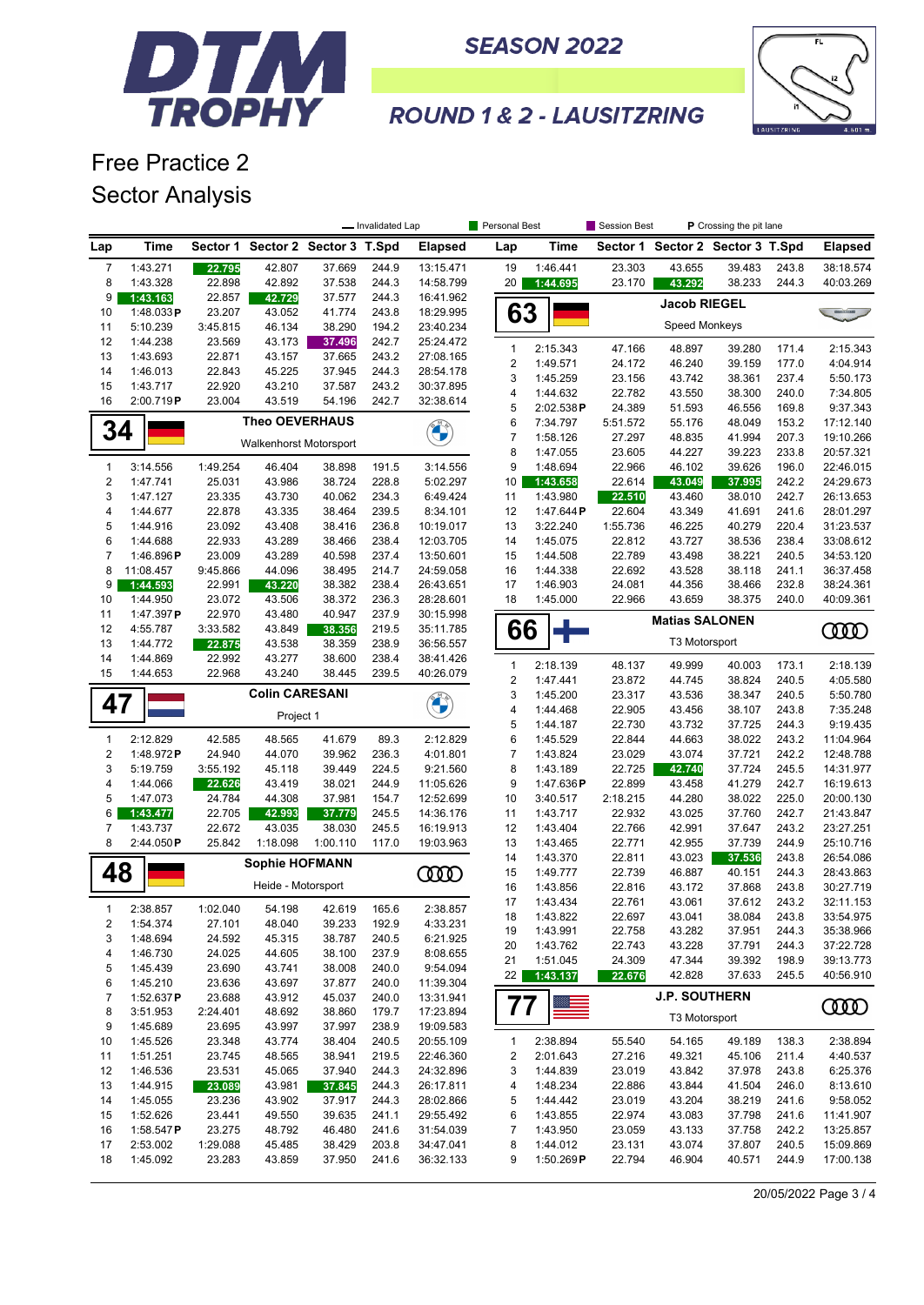# DTM TROPHY

**SEASON 2022**

**ROUND 1 & 2 - LAUSITZRING**

## Free Practice 2

## Sector Analysis

— Invalidated Lap | Personal Best | Session Best | P Crossing the pit lane

| Lap | Time | Sector 1 | Sector 2 | Sector 3 | T.Spd | Elapsed |
|---|---|---|---|---|---|---|
| 7 | 1:43.271 | 22.795 | 42.807 | 37.669 | 244.9 | 13:15.471 |
| 8 | 1:43.328 | 22.898 | 42.892 | 37.538 | 244.3 | 14:58.799 |
| 9 | 1:43.163 | 22.857 | 42.729 | 37.577 | 244.3 | 16:41.962 |
| 10 | 1:48.033 P | 23.207 | 43.052 | 41.774 | 243.8 | 18:29.995 |
| 11 | 5:10.239 | 3:45.815 | 46.134 | 38.290 | 194.2 | 23:40.234 |
| 12 | 1:44.238 | 23.569 | 43.173 | 37.496 | 242.7 | 25:24.472 |
| 13 | 1:43.693 | 22.871 | 43.157 | 37.665 | 243.2 | 27:08.165 |
| 14 | 1:46.013 | 22.843 | 45.225 | 37.945 | 244.3 | 28:54.178 |
| 15 | 1:43.717 | 22.920 | 43.210 | 37.587 | 244.3 | 30:37.895 |
| 16 | 2:00.719 P | 23.004 | 43.519 | 54.196 | 242.7 | 32:38.614 |

### 34 Theo OEVERHAUS — Walkenhorst Motorsport

| Lap | Time | Sector 1 | Sector 2 | Sector 3 | T.Spd | Elapsed |
|---|---|---|---|---|---|---|
| 1 | 3:14.556 | 1:49.254 | 46.404 | 38.898 | 191.5 | 3:14.556 |
| 2 | 1:47.741 | 25.031 | 43.986 | 38.724 | 228.8 | 5:02.297 |
| 3 | 1:47.127 | 23.335 | 43.730 | 40.062 | 234.3 | 6:49.424 |
| 4 | 1:44.677 | 22.878 | 43.335 | 38.464 | 239.5 | 8:34.101 |
| 5 | 1:44.916 | 23.092 | 43.408 | 38.416 | 236.8 | 10:19.017 |
| 6 | 1:44.688 | 22.933 | 43.289 | 38.466 | 238.4 | 12:03.705 |
| 7 | 1:46.896 P | 23.009 | 43.289 | 40.598 | 237.4 | 13:50.601 |
| 8 | 11:08.457 | 9:45.866 | 44.096 | 38.495 | 214.7 | 24:59.058 |
| 9 | 1:44.593 | 22.991 | 43.220 | 38.382 | 238.4 | 26:43.651 |
| 10 | 1:44.950 | 23.072 | 43.506 | 38.372 | 236.3 | 28:28.601 |
| 11 | 1:47.397 P | 22.970 | 43.480 | 40.947 | 237.9 | 30:15.998 |
| 12 | 4:55.787 | 3:33.582 | 43.849 | 38.356 | 219.5 | 35:11.785 |
| 13 | 1:44.772 | 22.875 | 43.538 | 38.359 | 238.9 | 36:56.557 |
| 14 | 1:44.869 | 22.992 | 43.277 | 38.600 | 238.4 | 38:41.426 |
| 15 | 1:44.653 | 22.968 | 43.240 | 38.445 | 239.5 | 40:26.079 |

### 47 Colin CARESANI — Project 1

| Lap | Time | Sector 1 | Sector 2 | Sector 3 | T.Spd | Elapsed |
|---|---|---|---|---|---|---|
| 1 | 2:12.829 | 42.585 | 48.565 | 41.679 | 89.3 | 2:12.829 |
| 2 | 1:48.972 P | 24.940 | 44.070 | 39.962 | 236.3 | 4:01.801 |
| 3 | 5:19.759 | 3:55.192 | 45.118 | 39.449 | 224.5 | 9:21.560 |
| 4 | 1:44.066 | 22.626 | 43.419 | 38.021 | 244.9 | 11:05.626 |
| 5 | 1:47.073 | 24.784 | 44.308 | 37.981 | 154.7 | 12:52.699 |
| 6 | 1:43.477 | 22.705 | 42.993 | 37.779 | 245.5 | 14:36.176 |
| 7 | 1:43.737 | 22.672 | 43.035 | 38.030 | 245.5 | 16:19.913 |
| 8 | 2:44.050 P | 25.842 | 1:18.098 | 1:00.110 | 117.0 | 19:03.963 |

### 48 Sophie HOFMANN — Heide - Motorsport

| Lap | Time | Sector 1 | Sector 2 | Sector 3 | T.Spd | Elapsed |
|---|---|---|---|---|---|---|
| 1 | 2:38.857 | 1:02.040 | 54.198 | 42.619 | 165.6 | 2:38.857 |
| 2 | 1:54.374 | 27.101 | 48.040 | 39.233 | 192.9 | 4:33.231 |
| 3 | 1:48.694 | 24.592 | 45.315 | 38.787 | 240.5 | 6:21.925 |
| 4 | 1:46.730 | 24.025 | 44.605 | 38.100 | 237.9 | 8:08.655 |
| 5 | 1:45.439 | 23.690 | 43.741 | 38.008 | 240.0 | 9:54.094 |
| 6 | 1:45.210 | 23.636 | 43.697 | 37.877 | 240.0 | 11:39.304 |
| 7 | 1:52.637 P | 23.688 | 43.912 | 45.037 | 240.0 | 13:31.941 |
| 8 | 3:51.953 | 2:24.401 | 48.692 | 38.860 | 179.7 | 17:23.894 |
| 9 | 1:45.689 | 23.695 | 43.997 | 37.997 | 238.9 | 19:09.583 |
| 10 | 1:45.526 | 23.348 | 43.774 | 38.404 | 240.5 | 20:55.109 |
| 11 | 1:51.251 | 23.745 | 48.565 | 38.941 | 219.5 | 22:46.360 |
| 12 | 1:46.536 | 23.531 | 45.065 | 37.940 | 244.3 | 24:32.896 |
| 13 | 1:44.915 | 23.089 | 43.981 | 37.845 | 244.3 | 26:17.811 |
| 14 | 1:45.055 | 23.236 | 43.902 | 37.917 | 244.3 | 28:02.866 |
| 15 | 1:52.626 | 23.441 | 49.550 | 39.635 | 241.1 | 29:55.492 |
| 16 | 1:58.547 P | 23.275 | 48.792 | 46.480 | 241.6 | 31:54.039 |
| 17 | 2:53.002 | 1:29.088 | 45.485 | 38.429 | 203.8 | 34:47.041 |
| 18 | 1:45.092 | 23.283 | 43.859 | 37.950 | 241.6 | 36:32.133 |
| 19 | 1:46.441 | 23.303 | 43.655 | 39.483 | 243.8 | 38:18.574 |
| 20 | 1:44.695 | 23.170 | 43.292 | 38.233 | 244.3 | 40:03.269 |

### 63 Jacob RIEGEL — Speed Monkeys

| Lap | Time | Sector 1 | Sector 2 | Sector 3 | T.Spd | Elapsed |
|---|---|---|---|---|---|---|
| 1 | 2:15.343 | 47.166 | 48.897 | 39.280 | 171.4 | 2:15.343 |
| 2 | 1:49.571 | 24.172 | 46.240 | 39.159 | 177.0 | 4:04.914 |
| 3 | 1:45.259 | 23.156 | 43.742 | 38.361 | 237.4 | 5:50.173 |
| 4 | 1:44.632 | 22.782 | 43.550 | 38.300 | 240.0 | 7:34.805 |
| 5 | 2:02.538 P | 24.389 | 51.593 | 46.556 | 169.8 | 9:37.343 |
| 6 | 7:34.797 | 5:51.572 | 55.176 | 48.049 | 153.2 | 17:12.140 |
| 7 | 1:58.126 | 27.297 | 48.835 | 41.994 | 207.3 | 19:10.266 |
| 8 | 1:47.055 | 23.605 | 44.227 | 39.223 | 233.8 | 20:57.321 |
| 9 | 1:48.694 | 22.966 | 46.102 | 39.626 | 196.0 | 22:46.015 |
| 10 | 1:43.658 | 22.614 | 43.049 | 37.995 | 242.2 | 24:29.673 |
| 11 | 1:43.980 | 22.510 | 43.460 | 38.010 | 242.7 | 26:13.653 |
| 12 | 1:47.644 P | 22.604 | 43.349 | 41.691 | 241.6 | 28:01.297 |
| 13 | 3:22.240 | 1:55.736 | 46.225 | 40.279 | 220.4 | 31:23.537 |
| 14 | 1:45.075 | 22.812 | 43.727 | 38.536 | 238.4 | 33:08.612 |
| 15 | 1:44.508 | 22.789 | 43.498 | 38.221 | 240.5 | 34:53.120 |
| 16 | 1:44.338 | 22.692 | 43.528 | 38.118 | 241.1 | 36:37.458 |
| 17 | 1:46.903 | 24.081 | 44.356 | 38.466 | 232.8 | 38:24.361 |
| 18 | 1:45.000 | 22.966 | 43.659 | 38.375 | 240.0 | 40:09.361 |

### 66 Matias SALONEN — T3 Motorsport

| Lap | Time | Sector 1 | Sector 2 | Sector 3 | T.Spd | Elapsed |
|---|---|---|---|---|---|---|
| 1 | 2:18.139 | 48.137 | 49.999 | 40.003 | 173.1 | 2:18.139 |
| 2 | 1:47.441 | 23.872 | 44.745 | 38.824 | 240.5 | 4:05.580 |
| 3 | 1:45.200 | 23.317 | 43.536 | 38.347 | 240.5 | 5:50.780 |
| 4 | 1:44.468 | 22.905 | 43.456 | 38.107 | 243.8 | 7:35.248 |
| 5 | 1:44.187 | 22.730 | 43.732 | 37.725 | 244.3 | 9:19.435 |
| 6 | 1:45.529 | 22.844 | 44.663 | 38.022 | 243.2 | 11:04.964 |
| 7 | 1:43.824 | 23.029 | 43.074 | 37.721 | 242.2 | 12:48.788 |
| 8 | 1:43.189 | 22.725 | 42.740 | 37.724 | 245.5 | 14:31.977 |
| 9 | 1:47.636 P | 22.899 | 43.458 | 41.279 | 242.7 | 16:19.613 |
| 10 | 3:40.517 | 2:18.215 | 44.280 | 38.022 | 225.0 | 20:00.130 |
| 11 | 1:43.717 | 22.932 | 43.025 | 37.760 | 242.7 | 21:43.847 |
| 12 | 1:43.404 | 22.766 | 42.991 | 37.647 | 243.2 | 23:27.251 |
| 13 | 1:43.465 | 22.771 | 42.955 | 37.739 | 244.9 | 25:10.716 |
| 14 | 1:43.370 | 22.811 | 43.023 | 37.536 | 243.8 | 26:54.086 |
| 15 | 1:49.777 | 22.739 | 46.887 | 40.151 | 244.3 | 28:43.863 |
| 16 | 1:43.856 | 22.816 | 43.172 | 37.868 | 243.8 | 30:27.719 |
| 17 | 1:43.434 | 22.761 | 43.061 | 37.612 | 243.2 | 32:11.153 |
| 18 | 1:43.822 | 22.697 | 43.041 | 38.084 | 243.8 | 33:54.975 |
| 19 | 1:43.991 | 22.758 | 43.282 | 37.951 | 244.3 | 35:38.966 |
| 20 | 1:43.762 | 22.743 | 43.228 | 37.791 | 244.3 | 37:22.728 |
| 21 | 1:51.045 | 24.309 | 47.344 | 39.392 | 198.9 | 39:13.773 |
| 22 | 1:43.137 | 22.676 | 42.828 | 37.633 | 245.5 | 40:56.910 |

### 77 J.P. SOUTHERN — T3 Motorsport

| Lap | Time | Sector 1 | Sector 2 | Sector 3 | T.Spd | Elapsed |
|---|---|---|---|---|---|---|
| 1 | 2:38.894 | 55.540 | 54.165 | 49.189 | 138.3 | 2:38.894 |
| 2 | 2:01.643 | 27.216 | 49.321 | 45.106 | 211.4 | 4:40.537 |
| 3 | 1:44.839 | 23.019 | 43.842 | 37.978 | 243.8 | 6:25.376 |
| 4 | 1:48.234 | 22.886 | 43.844 | 41.504 | 246.0 | 8:13.610 |
| 5 | 1:44.442 | 23.019 | 43.204 | 38.219 | 241.6 | 9:58.052 |
| 6 | 1:43.855 | 22.974 | 43.083 | 37.798 | 241.6 | 11:41.907 |
| 7 | 1:43.950 | 23.059 | 43.133 | 37.758 | 242.2 | 13:25.857 |
| 8 | 1:44.012 | 23.131 | 43.074 | 37.807 | 240.5 | 15:09.869 |
| 9 | 1:50.269 P | 22.794 | 46.904 | 40.571 | 244.9 | 17:00.138 |

20/05/2022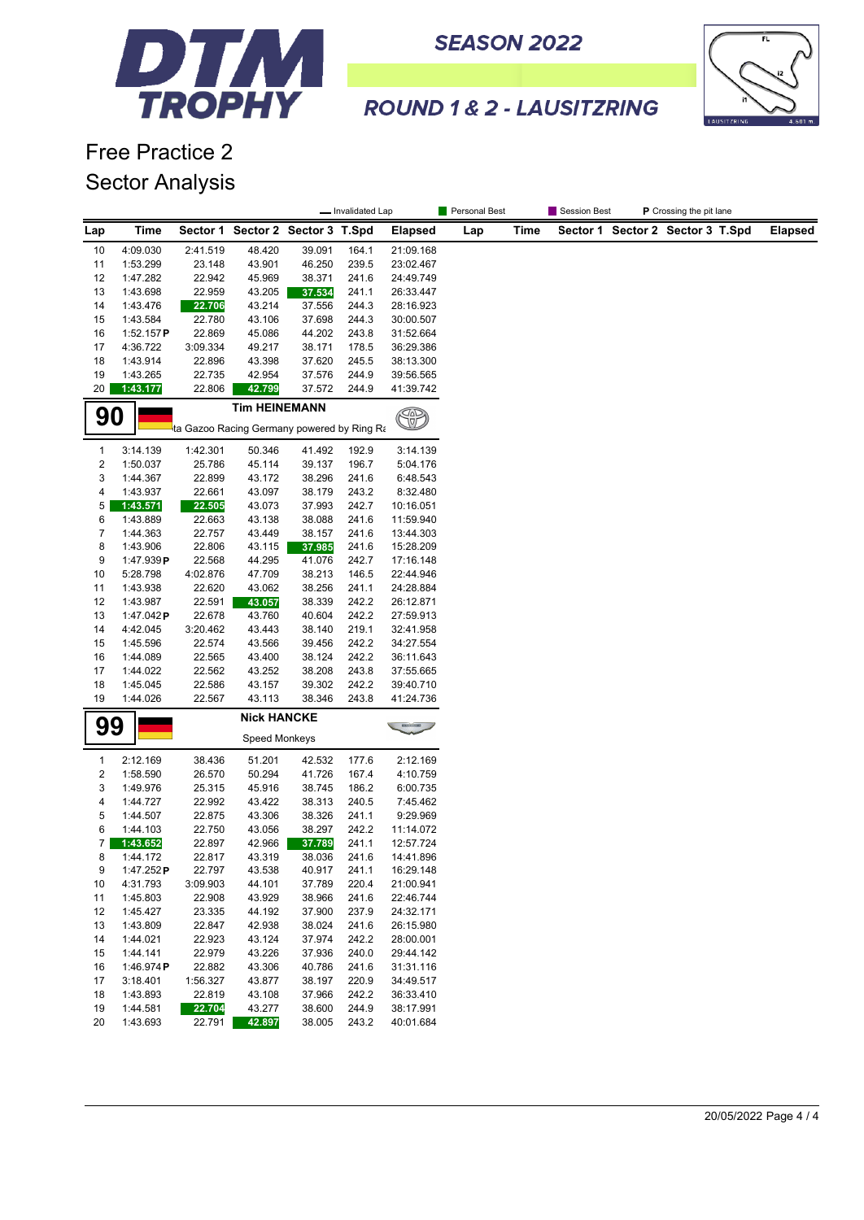# DTM TROPHY

SEASON 2022

ROUND 1 & 2 - LAUSITZRING

## Free Practice 2
## Sector Analysis

— Invalidated Lap | Personal Best | Session Best | P Crossing the pit lane

| Lap | Time | Sector 1 | Sector 2 | Sector 3 | T.Spd | Elapsed |
|---|---|---|---|---|---|---|
| 10 | 4:09.030 | 2:41.519 | 48.420 | 39.091 | 164.1 | 21:09.168 |
| 11 | 1:53.299 | 23.148 | 43.901 | 46.250 | 239.5 | 23:02.467 |
| 12 | 1:47.282 | 22.942 | 45.969 | 38.371 | 241.6 | 24:49.749 |
| 13 | 1:43.698 | 22.959 | 43.205 | 37.534 | 241.1 | 26:33.447 |
| 14 | 1:43.476 | 22.706 | 43.214 | 37.556 | 244.3 | 28:16.923 |
| 15 | 1:43.584 | 22.780 | 43.106 | 37.698 | 244.3 | 30:00.507 |
| 16 | 1:52.157 P | 22.869 | 45.086 | 44.202 | 243.8 | 31:52.664 |
| 17 | 4:36.722 | 3:09.334 | 49.217 | 38.171 | 178.5 | 36:29.386 |
| 18 | 1:43.914 | 22.896 | 43.398 | 37.620 | 245.5 | 38:13.300 |
| 19 | 1:43.265 | 22.735 | 42.954 | 37.576 | 244.9 | 39:56.565 |
| 20 | 1:43.177 | 22.806 | 42.799 | 37.572 | 244.9 | 41:39.742 |

**90** Tim HEINEMANN
Toyota Gazoo Racing Germany powered by Ring Ra

| Lap | Time | Sector 1 | Sector 2 | Sector 3 | T.Spd | Elapsed |
|---|---|---|---|---|---|---|
| 1 | 3:14.139 | 1:42.301 | 50.346 | 41.492 | 192.9 | 3:14.139 |
| 2 | 1:50.037 | 25.786 | 45.114 | 39.137 | 196.7 | 5:04.176 |
| 3 | 1:44.367 | 22.899 | 43.172 | 38.296 | 241.6 | 6:48.543 |
| 4 | 1:43.937 | 22.661 | 43.097 | 38.179 | 243.2 | 8:32.480 |
| 5 | 1:43.571 | 22.505 | 43.073 | 37.993 | 242.7 | 10:16.051 |
| 6 | 1:43.889 | 22.663 | 43.138 | 38.088 | 241.6 | 11:59.940 |
| 7 | 1:44.363 | 22.757 | 43.449 | 38.157 | 241.6 | 13:44.303 |
| 8 | 1:43.906 | 22.806 | 43.115 | 37.985 | 241.6 | 15:28.209 |
| 9 | 1:47.939 P | 22.568 | 44.295 | 41.076 | 242.7 | 17:16.148 |
| 10 | 5:28.798 | 4:02.876 | 47.709 | 38.213 | 146.5 | 22:44.946 |
| 11 | 1:43.938 | 22.620 | 43.062 | 38.256 | 241.1 | 24:28.884 |
| 12 | 1:43.987 | 22.591 | 43.057 | 38.339 | 242.2 | 26:12.871 |
| 13 | 1:47.042 P | 22.678 | 43.760 | 40.604 | 242.2 | 27:59.913 |
| 14 | 4:42.045 | 3:20.462 | 43.443 | 38.140 | 219.1 | 32:41.958 |
| 15 | 1:45.596 | 22.574 | 43.566 | 39.456 | 242.2 | 34:27.554 |
| 16 | 1:44.089 | 22.565 | 43.400 | 38.124 | 242.2 | 36:11.643 |
| 17 | 1:44.022 | 22.562 | 43.252 | 38.208 | 243.8 | 37:55.665 |
| 18 | 1:45.045 | 22.586 | 43.157 | 39.302 | 242.2 | 39:40.710 |
| 19 | 1:44.026 | 22.567 | 43.113 | 38.346 | 243.8 | 41:24.736 |

**99** Nick HANCKE
Speed Monkeys

| Lap | Time | Sector 1 | Sector 2 | Sector 3 | T.Spd | Elapsed |
|---|---|---|---|---|---|---|
| 1 | 2:12.169 | 38.436 | 51.201 | 42.532 | 177.6 | 2:12.169 |
| 2 | 1:58.590 | 26.570 | 50.294 | 41.726 | 167.4 | 4:10.759 |
| 3 | 1:49.976 | 25.315 | 45.916 | 38.745 | 186.2 | 6:00.735 |
| 4 | 1:44.727 | 22.992 | 43.422 | 38.313 | 240.5 | 7:45.462 |
| 5 | 1:44.507 | 22.875 | 43.306 | 38.326 | 241.1 | 9:29.969 |
| 6 | 1:44.103 | 22.750 | 43.056 | 38.297 | 242.2 | 11:14.072 |
| 7 | 1:43.652 | 22.897 | 42.966 | 37.789 | 241.1 | 12:57.724 |
| 8 | 1:44.172 | 22.817 | 43.319 | 38.036 | 241.6 | 14:41.896 |
| 9 | 1:47.252 P | 22.797 | 43.538 | 40.917 | 241.1 | 16:29.148 |
| 10 | 4:31.793 | 3:09.903 | 44.101 | 37.789 | 220.4 | 21:00.941 |
| 11 | 1:45.803 | 22.908 | 43.929 | 38.966 | 241.6 | 22:46.744 |
| 12 | 1:45.427 | 23.335 | 44.192 | 37.900 | 237.9 | 24:32.171 |
| 13 | 1:43.809 | 22.847 | 42.938 | 38.024 | 241.6 | 26:15.980 |
| 14 | 1:44.021 | 22.923 | 43.124 | 37.974 | 242.2 | 28:00.001 |
| 15 | 1:44.141 | 22.979 | 43.226 | 37.936 | 240.0 | 29:44.142 |
| 16 | 1:46.974 P | 22.882 | 43.306 | 40.786 | 241.6 | 31:31.116 |
| 17 | 3:18.401 | 1:56.327 | 43.877 | 38.197 | 220.9 | 34:49.517 |
| 18 | 1:43.893 | 22.819 | 43.108 | 37.966 | 242.2 | 36:33.410 |
| 19 | 1:44.581 | 22.704 | 43.277 | 38.600 | 244.9 | 38:17.991 |
| 20 | 1:43.693 | 22.791 | 42.897 | 38.005 | 243.2 | 40:01.684 |

20/05/2022